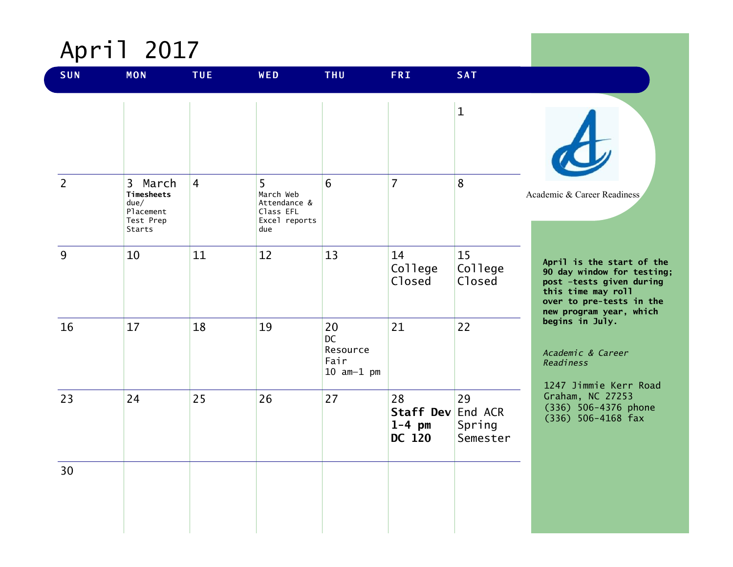# April 2017

| SUN | MON | TUE | WED | THU | FRI | SAT |
|---|---|---|---|---|---|---|
| | | | | | | 1 |
| 2 | 3 March **Timesheets** due/ Placement Test Prep Starts | 4 | 5 March Web Attendance & Class EFL Excel reports due | 6 | 7 | 8 |
| 9 | 10 | 11 | 12 | 13 | 14 College Closed | 15 College Closed |
| 16 | 17 | 18 | 19 | 20 DC Resource Fair 10 am–1 pm | 21 | 22 |
| 23 | 24 | 25 | 26 | 27 | 28 **Staff Dev 1-4 pm DC 120** | 29 End ACR Spring Semester |
| 30 | | | | | | |

Academic & Career Readiness

**April is the start of the 90 day window for testing; post -tests given during this time may roll over to pre-tests in the new program year, which begins in July.**

*Academic & Career Readiness*

1247 Jimmie Kerr Road
Graham, NC 27253
(336) 506-4376 phone
(336) 506-4168 fax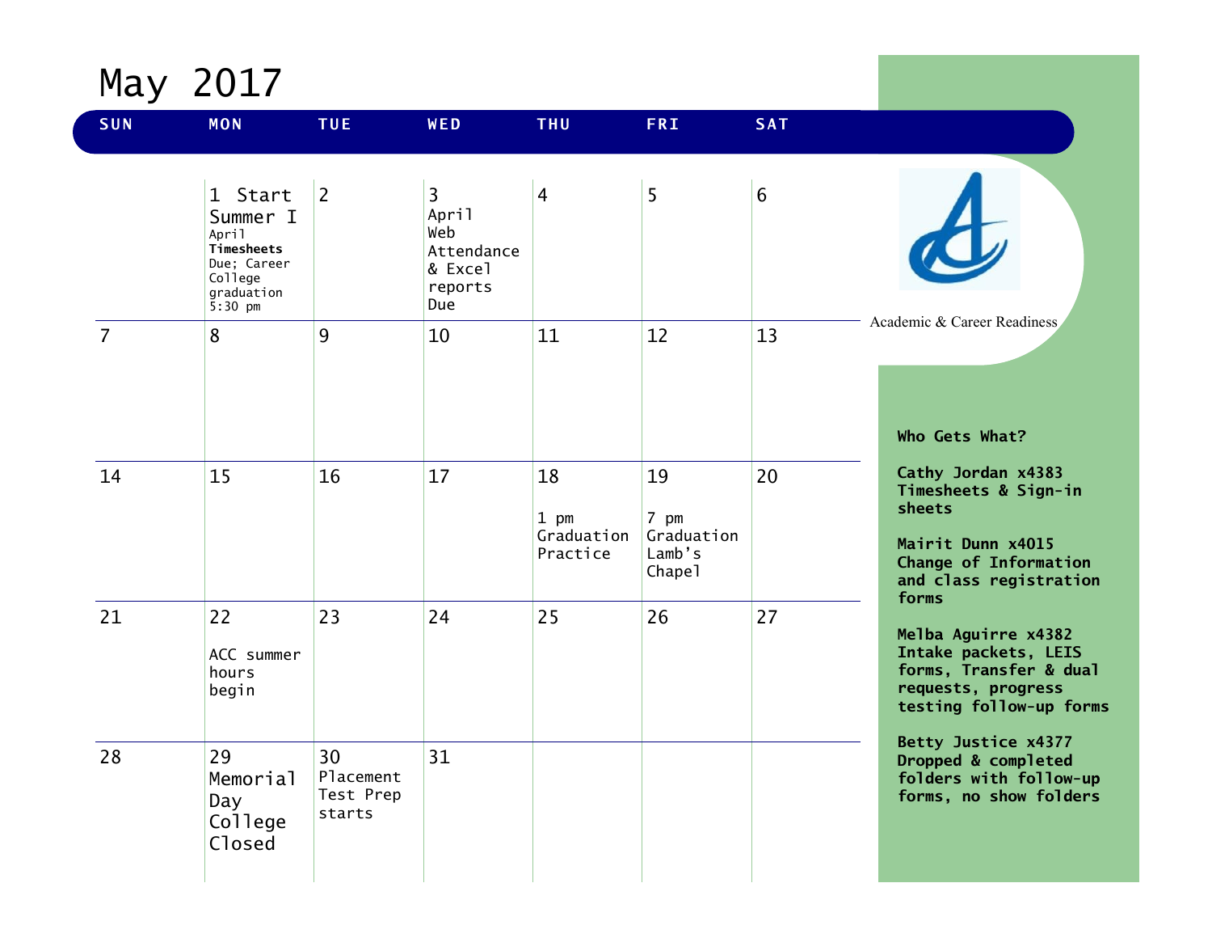# May 2017

| SUN | MON | TUE | WED | THU | FRI | SAT |
|---|---|---|---|---|---|---|
| | 1 Start Summer I<br>April **Timesheets** Due; Career College graduation 5:30 pm | 2 | 3<br>April Web Attendance & Excel reports Due | 4 | 5 | 6 |
| 7 | 8 | 9 | 10 | 11 | 12 | 13 |
| 14 | 15 | 16 | 17 | 18<br>1 pm Graduation Practice | 19<br>7 pm Graduation Lamb's Chapel | 20 |
| 21 | 22<br>ACC summer hours begin | 23 | 24 | 25 | 26 | 27 |
| 28 | 29<br>Memorial Day College Closed | 30<br>Placement Test Prep starts | 31 | | | |

Academic & Career Readiness

**Who Gets What?**

**Cathy Jordan x4383**
**Timesheets & Sign-in sheets**

**Mairit Dunn x4015**
**Change of Information and class registration forms**

**Melba Aguirre x4382**
**Intake packets, LEIS forms, Transfer & dual requests, progress testing follow-up forms**

**Betty Justice x4377**
**Dropped & completed folders with follow-up forms, no show folders**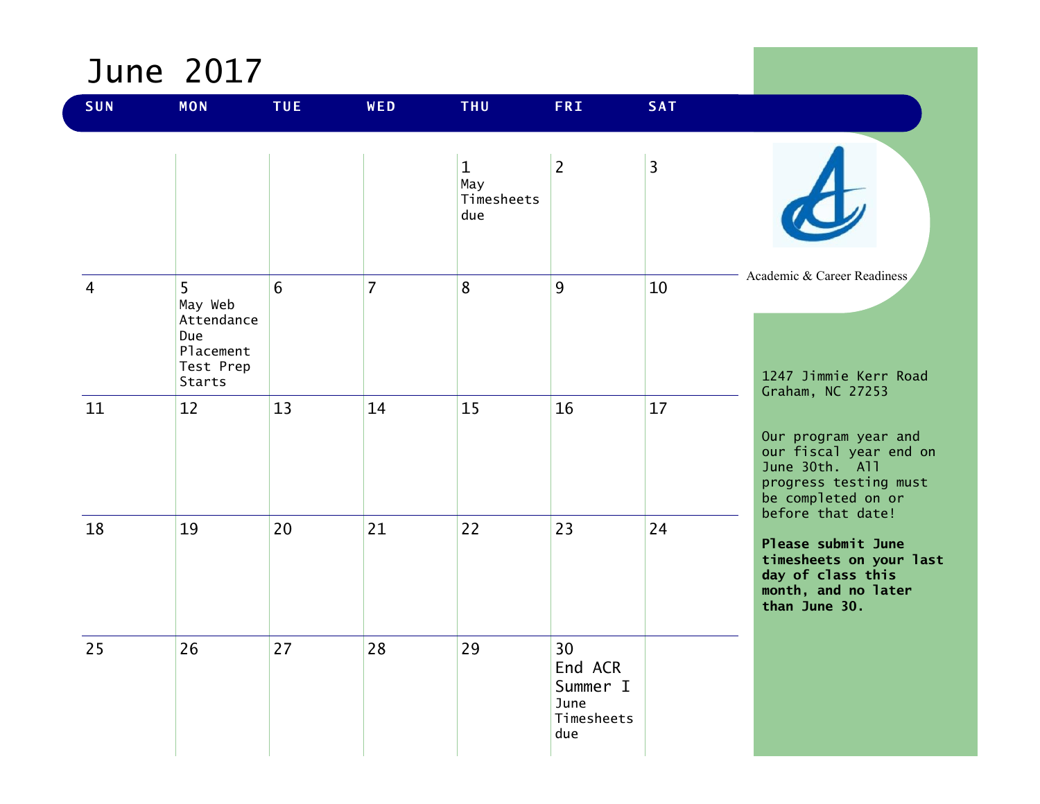# June 2017

| SUN | MON | TUE | WED | THU | FRI | SAT |
| --- | --- | --- | --- | --- | --- | --- |
| | | | | 1 May Timesheets due | 2 | 3 |
| 4 | 5 May Web Attendance Due Placement Test Prep Starts | 6 | 7 | 8 | 9 | 10 |
| 11 | 12 | 13 | 14 | 15 | 16 | 17 |
| 18 | 19 | 20 | 21 | 22 | 23 | 24 |
| 25 | 26 | 27 | 28 | 29 | 30 End ACR Summer I June Timesheets due | |

Academic & Career Readiness

1247 Jimmie Kerr Road
Graham, NC 27253

Our program year and our fiscal year end on June 30th. All progress testing must be completed on or before that date!

**Please submit June timesheets on your last day of class this month, and no later than June 30.**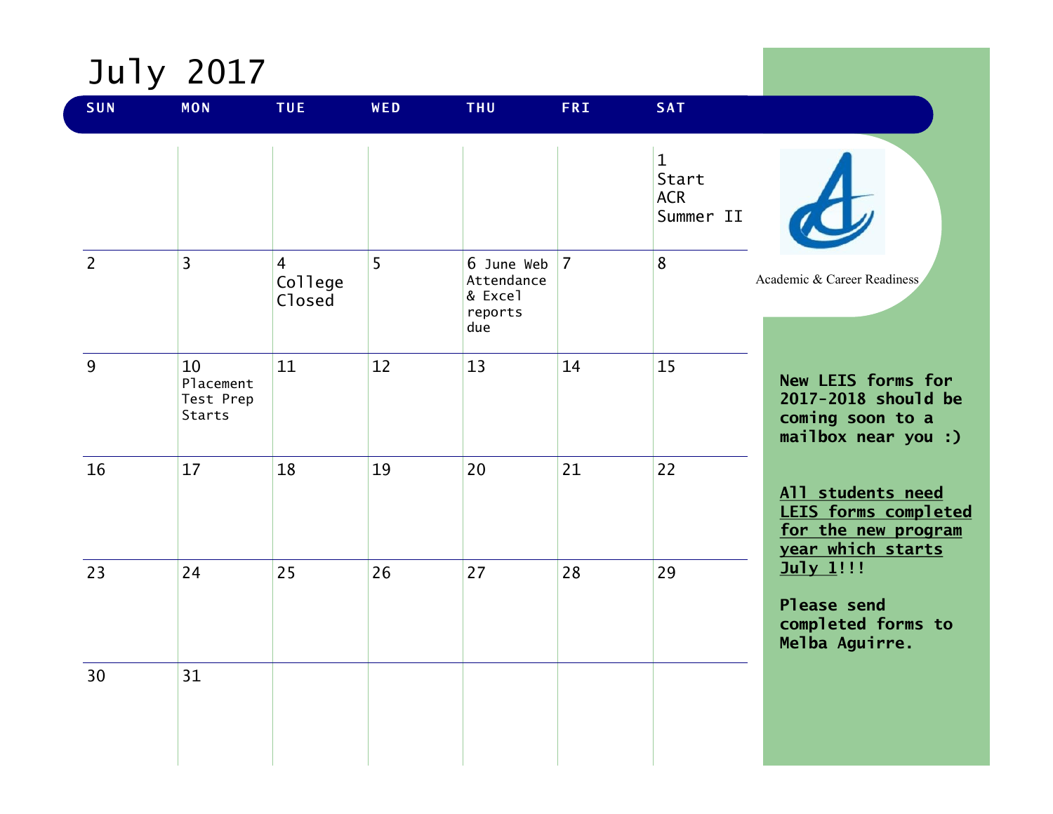# July 2017

| SUN | MON | TUE | WED | THU | FRI | SAT |
|---|---|---|---|---|---|---|
| | | | | | | 1 Start ACR Summer II |
| 2 | 3 | 4 College Closed | 5 | 6 June Web Attendance & Excel reports due | 7 | 8 |
| 9 | 10 Placement Test Prep Starts | 11 | 12 | 13 | 14 | 15 |
| 16 | 17 | 18 | 19 | 20 | 21 | 22 |
| 23 | 24 | 25 | 26 | 27 | 28 | 29 |
| 30 | 31 | | | | | |

Academic & Career Readiness

**New LEIS forms for 2017-2018 should be coming soon to a mailbox near you :)**

**<u>All students need LEIS forms completed for the new program year which starts July 1</u>!!!**

**Please send completed forms to Melba Aguirre.**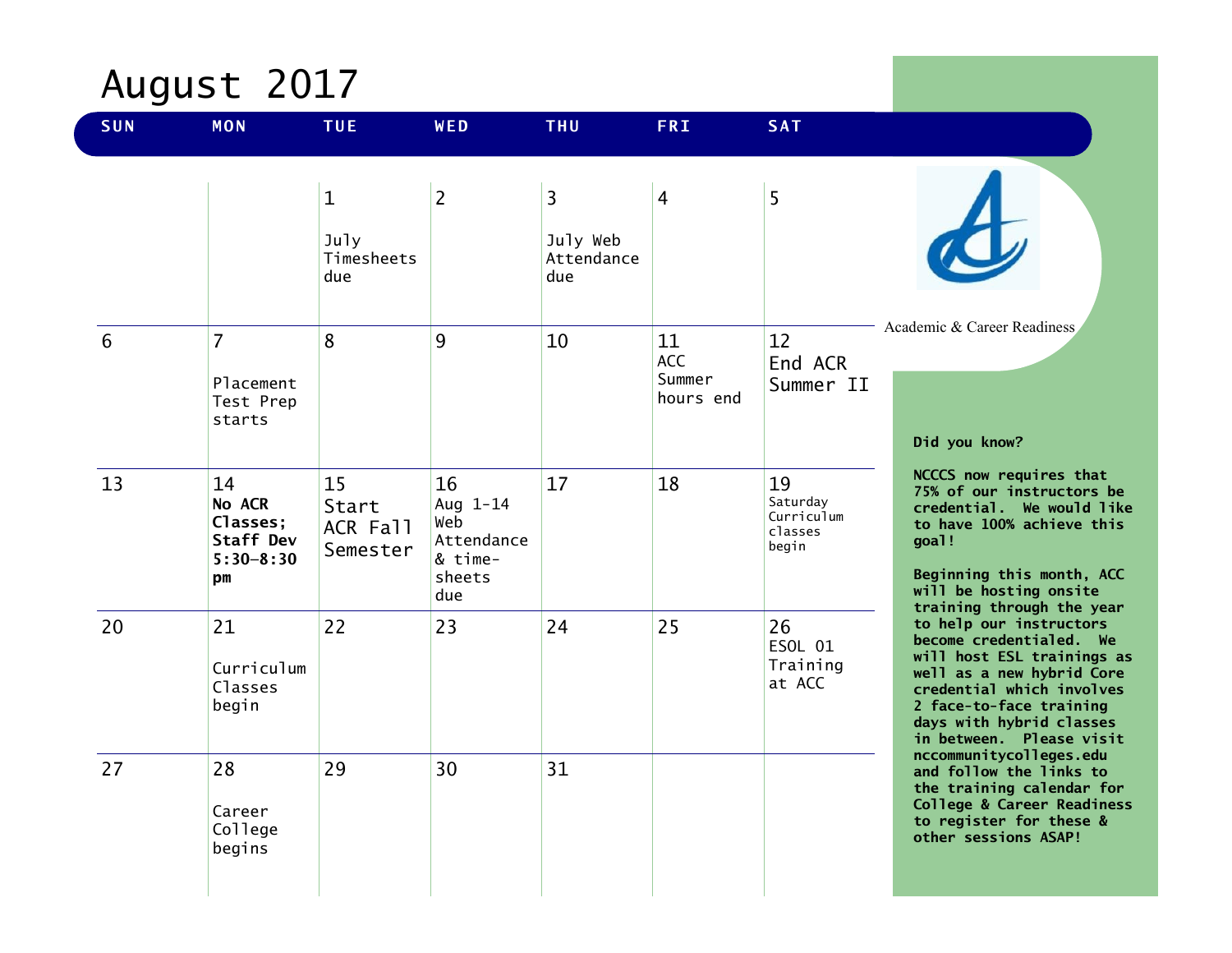# August 2017

| SUN | MON | TUE | WED | THU | FRI | SAT |
|---|---|---|---|---|---|---|
| | | 1<br>July Timesheets due | 2 | 3<br>July Web Attendance due | 4 | 5 |
| 6 | 7<br>Placement Test Prep starts | 8 | 9 | 10 | 11<br>ACC Summer hours end | 12<br>End ACR Summer II |
| 13 | 14<br>**No ACR Classes; Staff Dev 5:30-8:30 pm** | 15<br>Start ACR Fall Semester | 16<br>Aug 1-14 Web Attendance & time-sheets due | 17 | 18 | 19<br>Saturday Curriculum classes begin |
| 20 | 21<br>Curriculum Classes begin | 22 | 23 | 24 | 25 | 26<br>ESOL 01 Training at ACC |
| 27 | 28<br>Career College begins | 29 | 30 | 31 | | |

Academic & Career Readiness

**Did you know?**

**NCCCS now requires that 75% of our instructors be credential. We would like to have 100% achieve this goal!**

**Beginning this month, ACC will be hosting onsite training through the year to help our instructors become credentialed. We will host ESL trainings as well as a new hybrid Core credential which involves 2 face-to-face training days with hybrid classes in between. Please visit nccommunitycolleges.edu and follow the links to the training calendar for College & Career Readiness to register for these & other sessions ASAP!**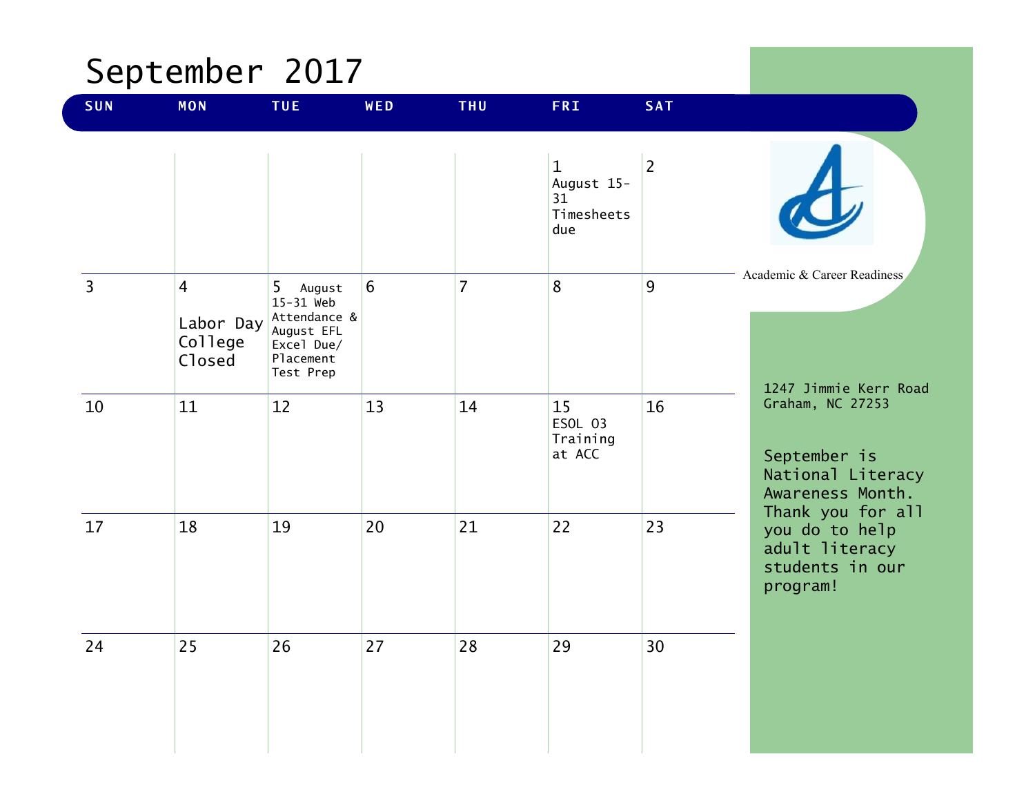# September 2017

| SUN | MON | TUE | WED | THU | FRI | SAT |
|---|---|---|---|---|---|---|
| | | | | | 1 August 15-31 Timesheets due | 2 |
| 3 | 4 Labor Day College Closed | 5 August 15-31 Web Attendance & August EFL Excel Due/ Placement Test Prep | 6 | 7 | 8 | 9 |
| 10 | 11 | 12 | 13 | 14 | 15 ESOL 03 Training at ACC | 16 |
| 17 | 18 | 19 | 20 | 21 | 22 | 23 |
| 24 | 25 | 26 | 27 | 28 | 29 | 30 |

Academic & Career Readiness

1247 Jimmie Kerr Road
Graham, NC 27253

September is National Literacy Awareness Month. Thank you for all you do to help adult literacy students in our program!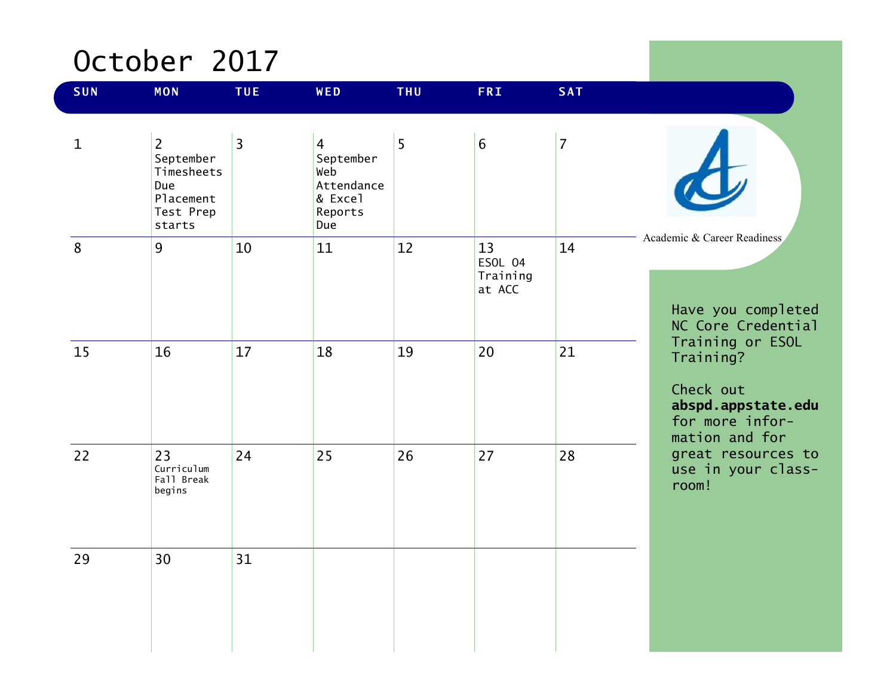# October 2017

| SUN | MON | TUE | WED | THU | FRI | SAT |
|---|---|---|---|---|---|---|
| 1 | 2 September Timesheets Due Placement Test Prep starts | 3 | 4 September Web Attendance & Excel Reports Due | 5 | 6 | 7 |
| 8 | 9 | 10 | 11 | 12 | 13 ESOL 04 Training at ACC | 14 |
| 15 | 16 | 17 | 18 | 19 | 20 | 21 |
| 22 | 23 Curriculum Fall Break begins | 24 | 25 | 26 | 27 | 28 |
| 29 | 30 | 31 | | | | |

Academic & Career Readiness

Have you completed NC Core Credential Training or ESOL Training?

Check out **abspd.appstate.edu** for more information and for great resources to use in your classroom!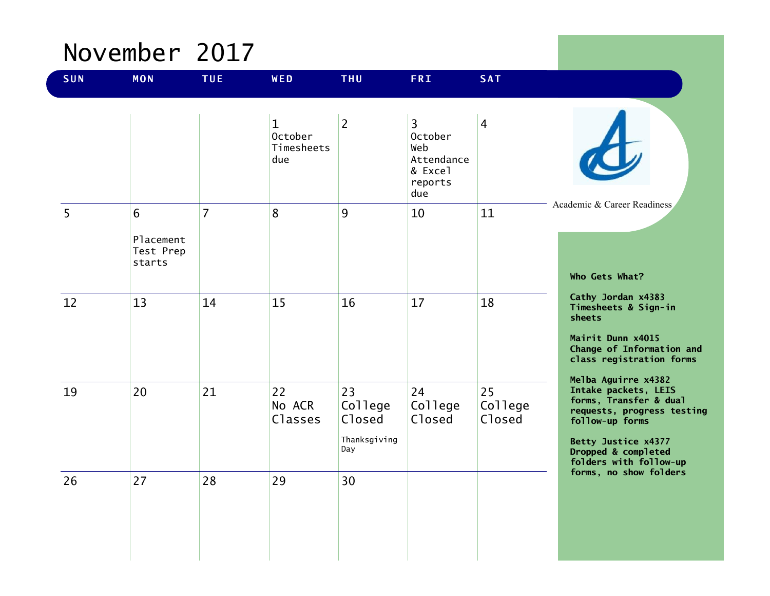# November 2017

| SUN | MON | TUE | WED | THU | FRI | SAT |
| --- | --- | --- | --- | --- | --- | --- |
| | | | 1 October Timesheets due | 2 | 3 October Web Attendance & Excel reports due | 4 |
| 5 | 6 Placement Test Prep starts | 7 | 8 | 9 | 10 | 11 |
| 12 | 13 | 14 | 15 | 16 | 17 | 18 |
| 19 | 20 | 21 | 22 No ACR Classes | 23 College Closed Thanksgiving Day | 24 College Closed | 25 College Closed |
| 26 | 27 | 28 | 29 | 30 | | |

Academic & Career Readiness

**Who Gets What?**

**Cathy Jordan x4383**
**Timesheets & Sign-in sheets**

**Mairit Dunn x4015**
**Change of Information and class registration forms**

**Melba Aguirre x4382**
**Intake packets, LEIS forms, Transfer & dual requests, progress testing follow-up forms**

**Betty Justice x4377**
**Dropped & completed folders with follow-up forms, no show folders**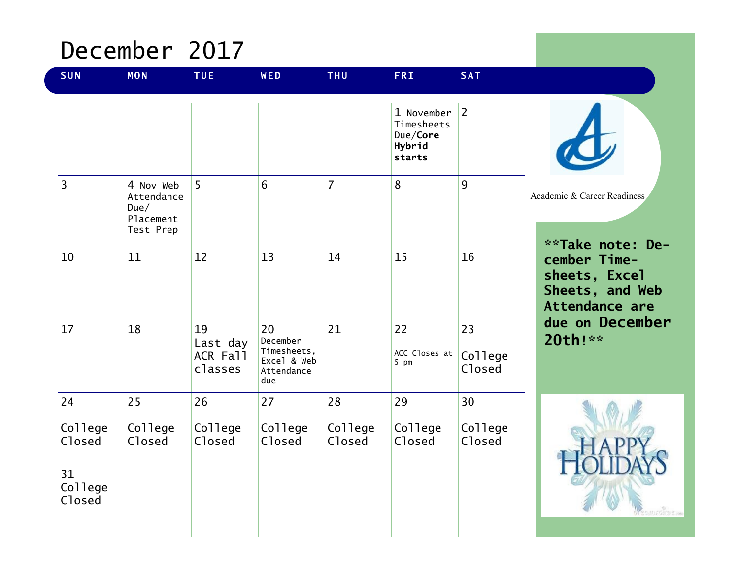# December 2017

| SUN | MON | TUE | WED | THU | FRI | SAT |
|---|---|---|---|---|---|---|
| | | | | | 1 November Timesheets Due/**Core Hybrid starts** | 2 |
| 3 | 4 Nov Web Attendance Due/ Placement Test Prep | 5 | 6 | 7 | 8 | 9 |
| 10 | 11 | 12 | 13 | 14 | 15 | 16 |
| 17 | 18 | 19 Last day ACR Fall classes | 20 December Timesheets, Excel & Web Attendance due | 21 | 22 ACC Closes at 5 pm | 23 College Closed |
| 24 College Closed | 25 College Closed | 26 College Closed | 27 College Closed | 28 College Closed | 29 College Closed | 30 College Closed |
| 31 College Closed | | | | | | |

Academic & Career Readiness

**\*\*Take note: December Timesheets, Excel Sheets, and Web Attendance are due on December 20th!\*\***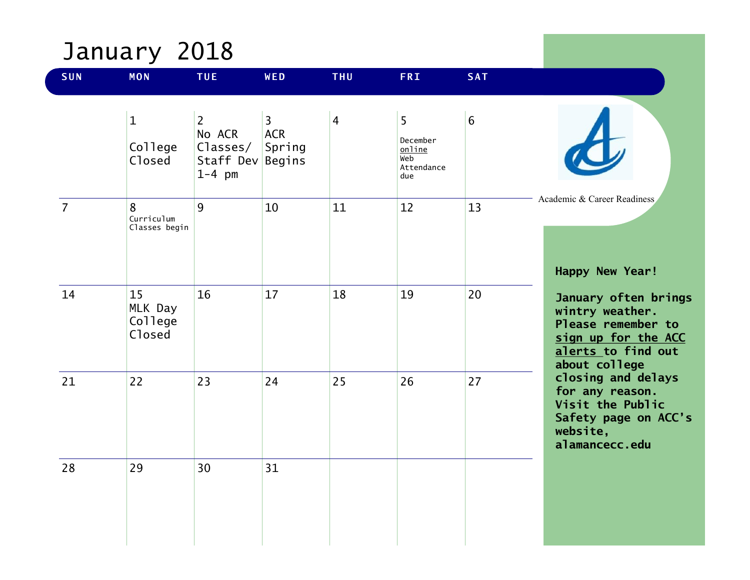# January 2018

| SUN | MON | TUE | WED | THU | FRI | SAT |
|---|---|---|---|---|---|---|
| | 1 College Closed | 2 No ACR Classes/ Staff Dev 1-4 pm | 3 ACR Spring Begins | 4 | 5 December online Web Attendance due | 6 |
| 7 | 8 Curriculum Classes begin | 9 | 10 | 11 | 12 | 13 |
| 14 | 15 MLK Day College Closed | 16 | 17 | 18 | 19 | 20 |
| 21 | 22 | 23 | 24 | 25 | 26 | 27 |
| 28 | 29 | 30 | 31 | | | |

Academic & Career Readiness

**Happy New Year!**

**January often brings wintry weather. Please remember to sign up for the ACC alerts to find out about college closing and delays for any reason. Visit the Public Safety page on ACC's website, alamancecc.edu**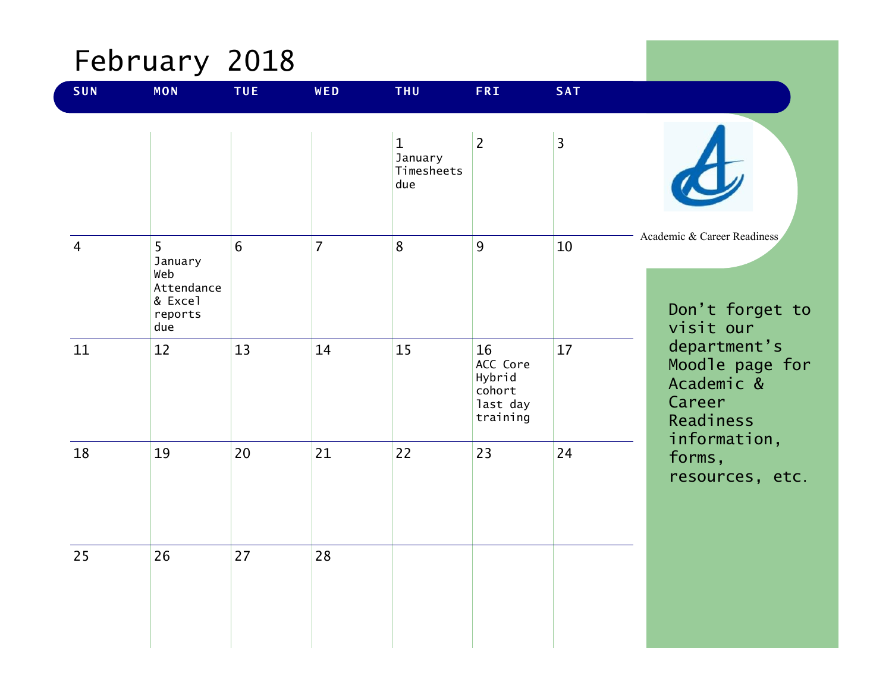# February 2018

| SUN | MON | TUE | WED | THU | FRI | SAT |
|---|---|---|---|---|---|---|
| | | | | 1 January Timesheets due | 2 | 3 |
| 4 | 5 January Web Attendance & Excel reports due | 6 | 7 | 8 | 9 | 10 |
| 11 | 12 | 13 | 14 | 15 | 16 ACC Core Hybrid cohort last day training | 17 |
| 18 | 19 | 20 | 21 | 22 | 23 | 24 |
| 25 | 26 | 27 | 28 | | | |

Academic & Career Readiness

Don't forget to visit our department's Moodle page for Academic & Career Readiness information, forms, resources, etc.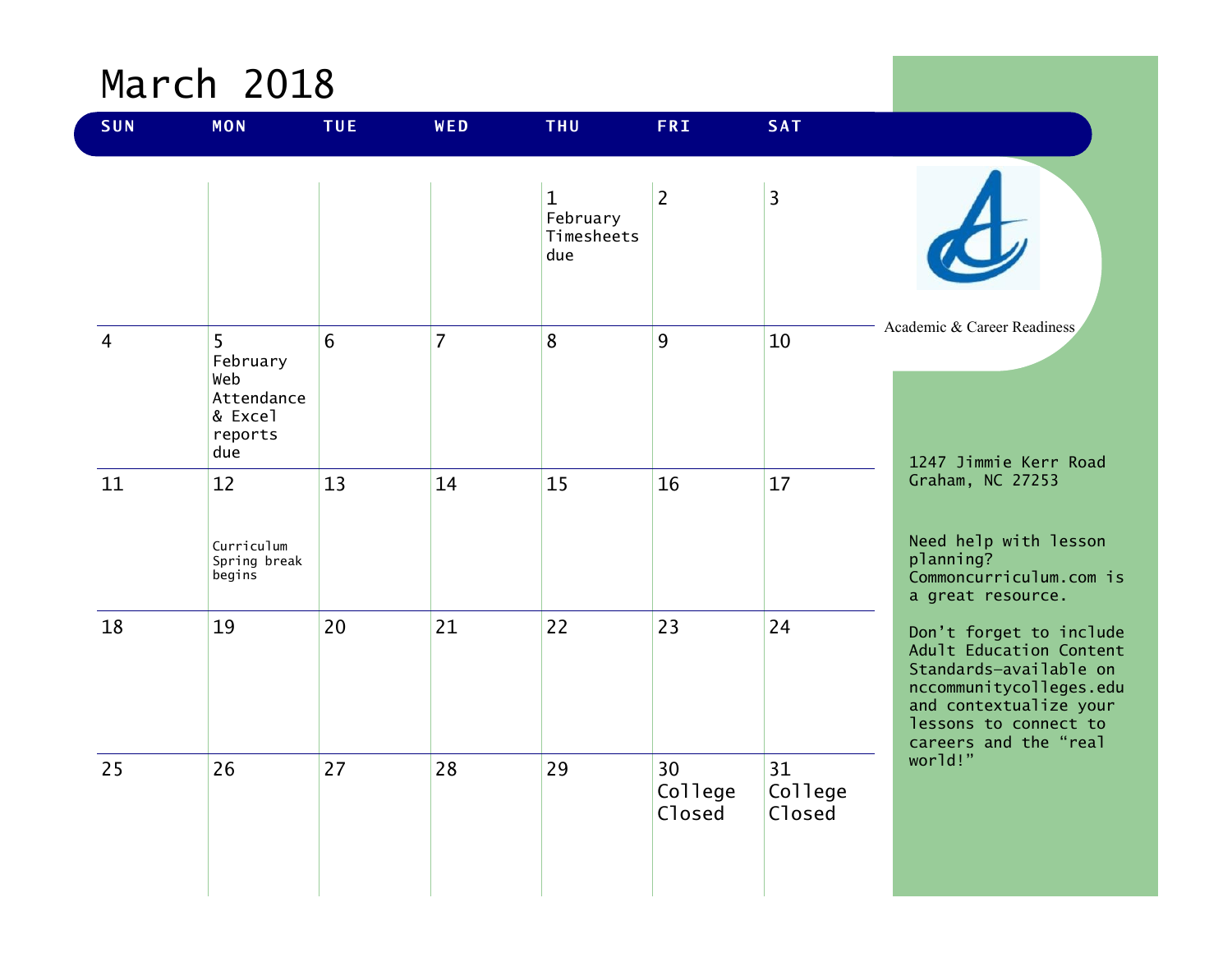# March 2018

| SUN | MON | TUE | WED | THU | FRI | SAT |
|---|---|---|---|---|---|---|
| | | | | 1 February Timesheets due | 2 | 3 |
| 4 | 5 February Web Attendance & Excel reports due | 6 | 7 | 8 | 9 | 10 |
| 11 | 12 Curriculum Spring break begins | 13 | 14 | 15 | 16 | 17 |
| 18 | 19 | 20 | 21 | 22 | 23 | 24 |
| 25 | 26 | 27 | 28 | 29 | 30 College Closed | 31 College Closed |

Academic & Career Readiness

1247 Jimmie Kerr Road
Graham, NC 27253

Need help with lesson planning? Commoncurriculum.com is a great resource.

Don't forget to include Adult Education Content Standards—available on nccommunitycolleges.edu and contextualize your lessons to connect to careers and the "real world!"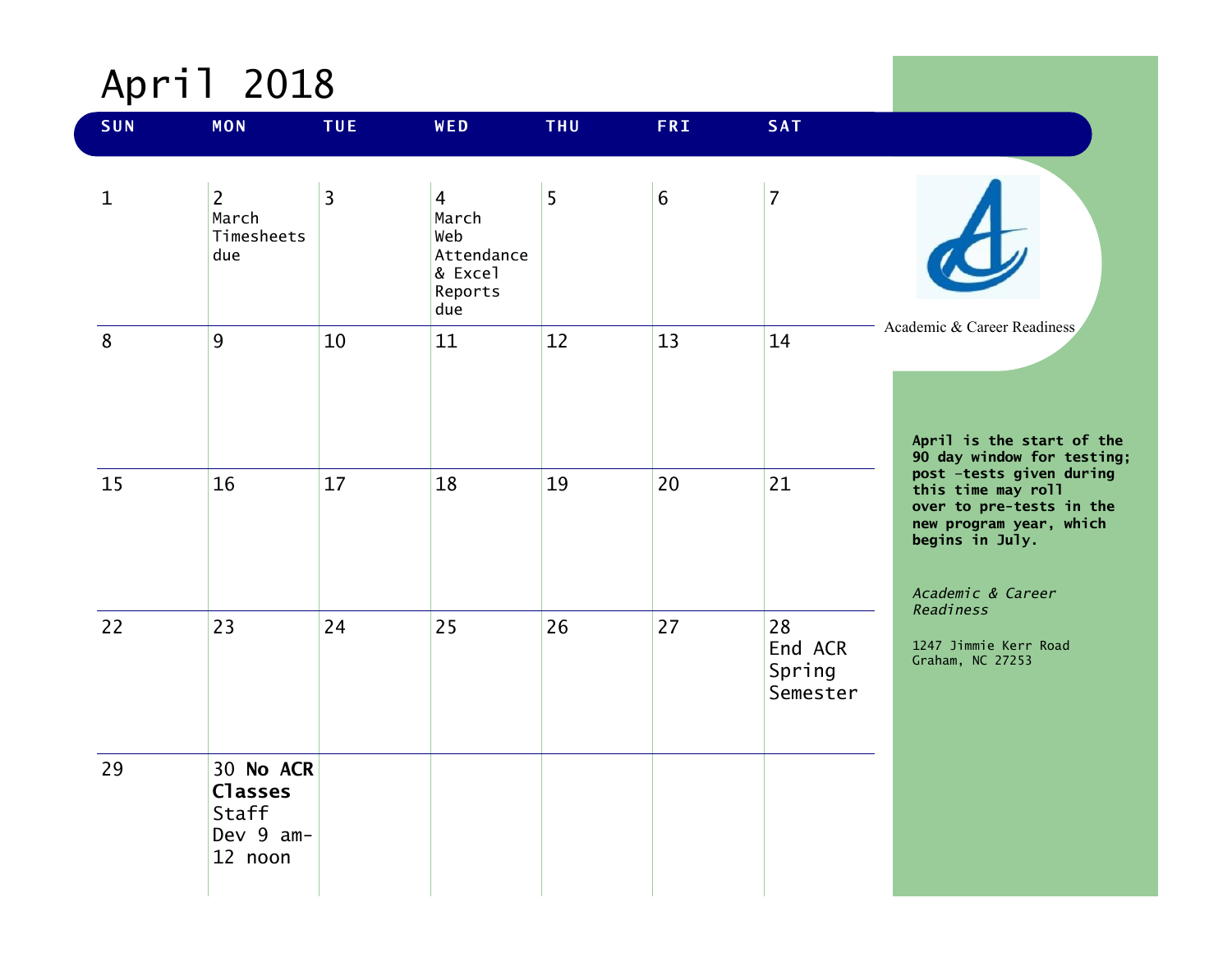# April 2018

| SUN | MON | TUE | WED | THU | FRI | SAT |
|---|---|---|---|---|---|---|
| 1 | 2 March Timesheets due | 3 | 4 March Web Attendance & Excel Reports due | 5 | 6 | 7 |
| 8 | 9 | 10 | 11 | 12 | 13 | 14 |
| 15 | 16 | 17 | 18 | 19 | 20 | 21 |
| 22 | 23 | 24 | 25 | 26 | 27 | 28 End ACR Spring Semester |
| 29 | 30 **No ACR Classes** Staff Dev 9 am-12 noon | | | | | |

Academic & Career Readiness

**April is the start of the 90 day window for testing; post -tests given during this time may roll over to pre-tests in the new program year, which begins in July.**

*Academic & Career Readiness*

1247 Jimmie Kerr Road
Graham, NC 27253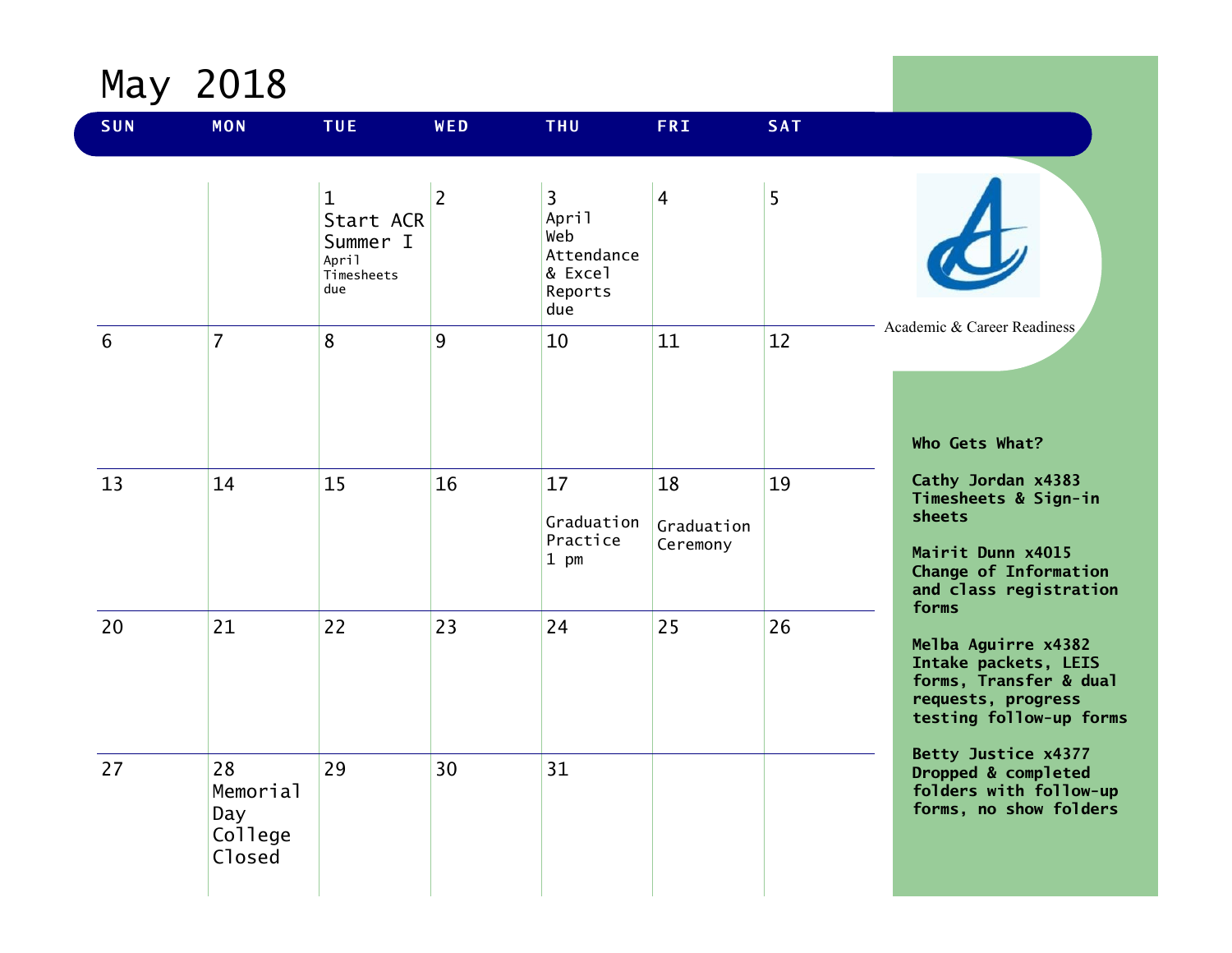# May 2018

| SUN | MON | TUE | WED | THU | FRI | SAT |
|---|---|---|---|---|---|---|
| | | 1 Start ACR Summer I April Timesheets due | 2 | 3 April Web Attendance & Excel Reports due | 4 | 5 |
| 6 | 7 | 8 | 9 | 10 | 11 | 12 |
| 13 | 14 | 15 | 16 | 17 Graduation Practice 1 pm | 18 Graduation Ceremony | 19 |
| 20 | 21 | 22 | 23 | 24 | 25 | 26 |
| 27 | 28 Memorial Day College Closed | 29 | 30 | 31 | | |

Academic & Career Readiness

**Who Gets What?**

**Cathy Jordan x4383**
**Timesheets & Sign-in sheets**

**Mairit Dunn x4015**
**Change of Information and class registration forms**

**Melba Aguirre x4382**
**Intake packets, LEIS forms, Transfer & dual requests, progress testing follow-up forms**

**Betty Justice x4377**
**Dropped & completed folders with follow-up forms, no show folders**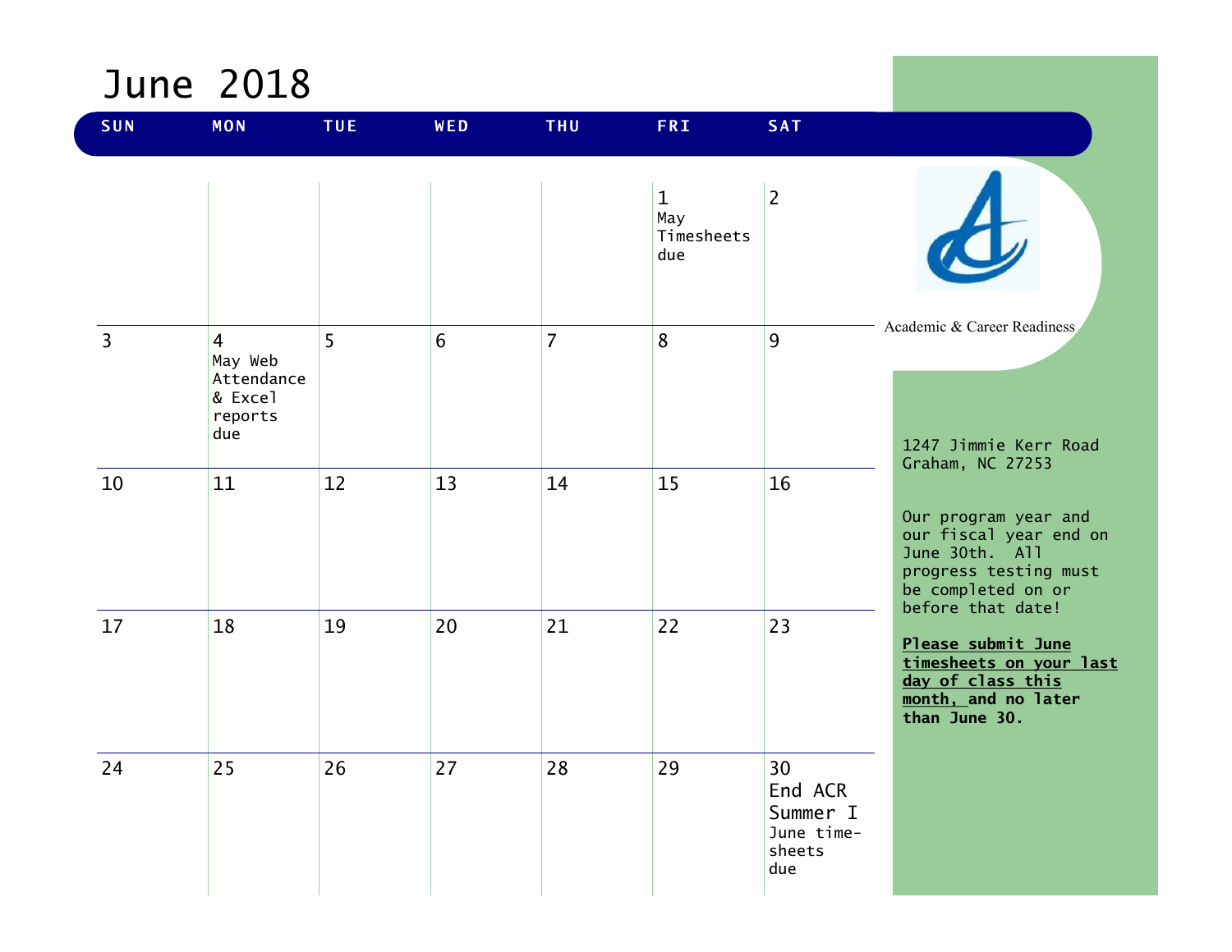# June 2018

| SUN | MON | TUE | WED | THU | FRI | SAT |
|---|---|---|---|---|---|---|
| | | | | | 1 May Timesheets due | 2 |
| 3 | 4 May Web Attendance & Excel reports due | 5 | 6 | 7 | 8 | 9 |
| 10 | 11 | 12 | 13 | 14 | 15 | 16 |
| 17 | 18 | 19 | 20 | 21 | 22 | 23 |
| 24 | 25 | 26 | 27 | 28 | 29 | 30 End ACR Summer I June time-sheets due |

Academic & Career Readiness

1247 Jimmie Kerr Road
Graham, NC 27253

Our program year and our fiscal year end on June 30th. All progress testing must be completed on or before that date!

**Please submit June timesheets on your last day of class this month, and no later than June 30.**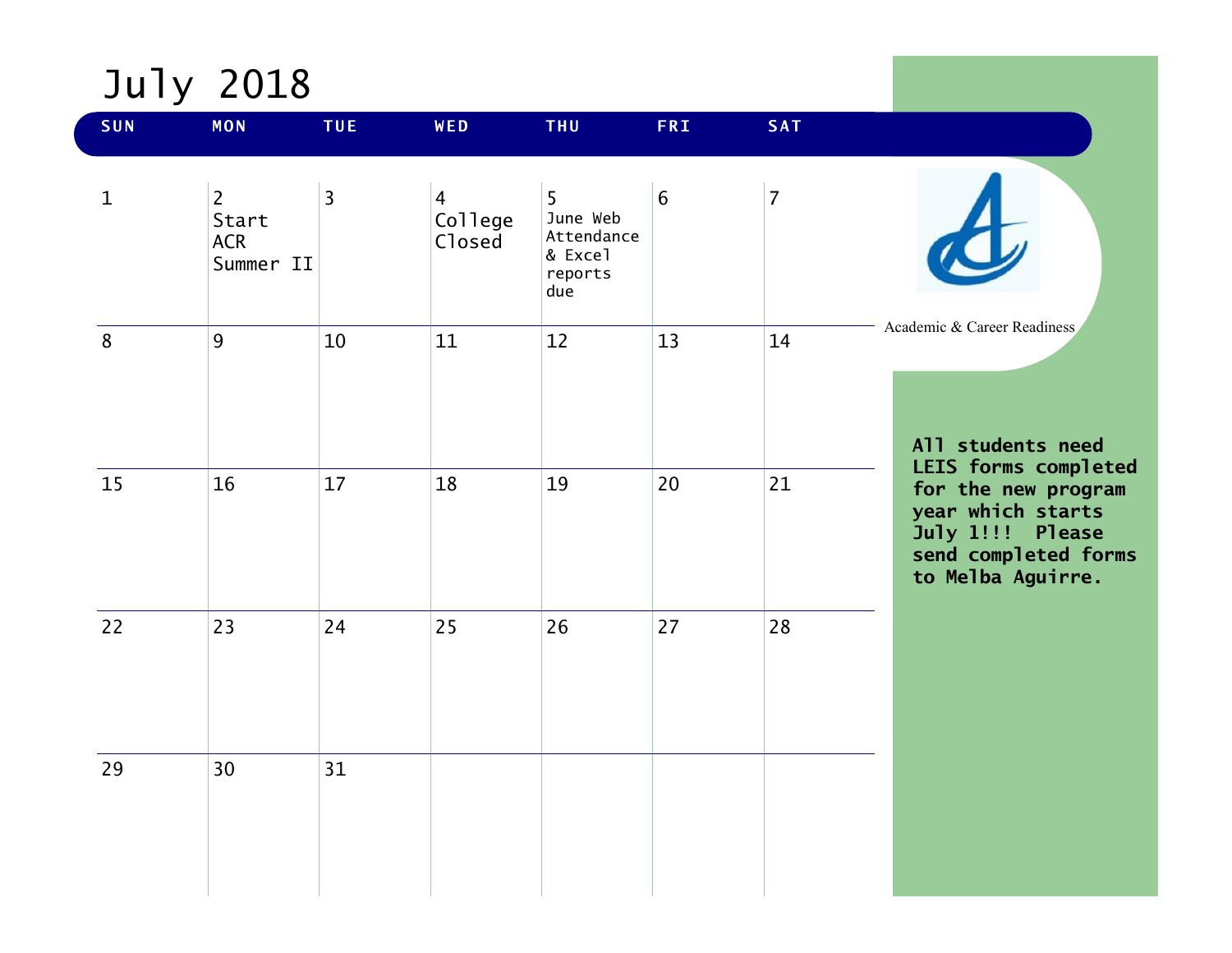# July 2018

| SUN | MON | TUE | WED | THU | FRI | SAT |
|---|---|---|---|---|---|---|
| 1 | 2 Start ACR Summer II | 3 | 4 College Closed | 5 June Web Attendance & Excel reports due | 6 | 7 |
| 8 | 9 | 10 | 11 | 12 | 13 | 14 |
| 15 | 16 | 17 | 18 | 19 | 20 | 21 |
| 22 | 23 | 24 | 25 | 26 | 27 | 28 |
| 29 | 30 | 31 | | | | |

Academic & Career Readiness

**All students need LEIS forms completed for the new program year which starts July 1!!! Please send completed forms to Melba Aguirre.**